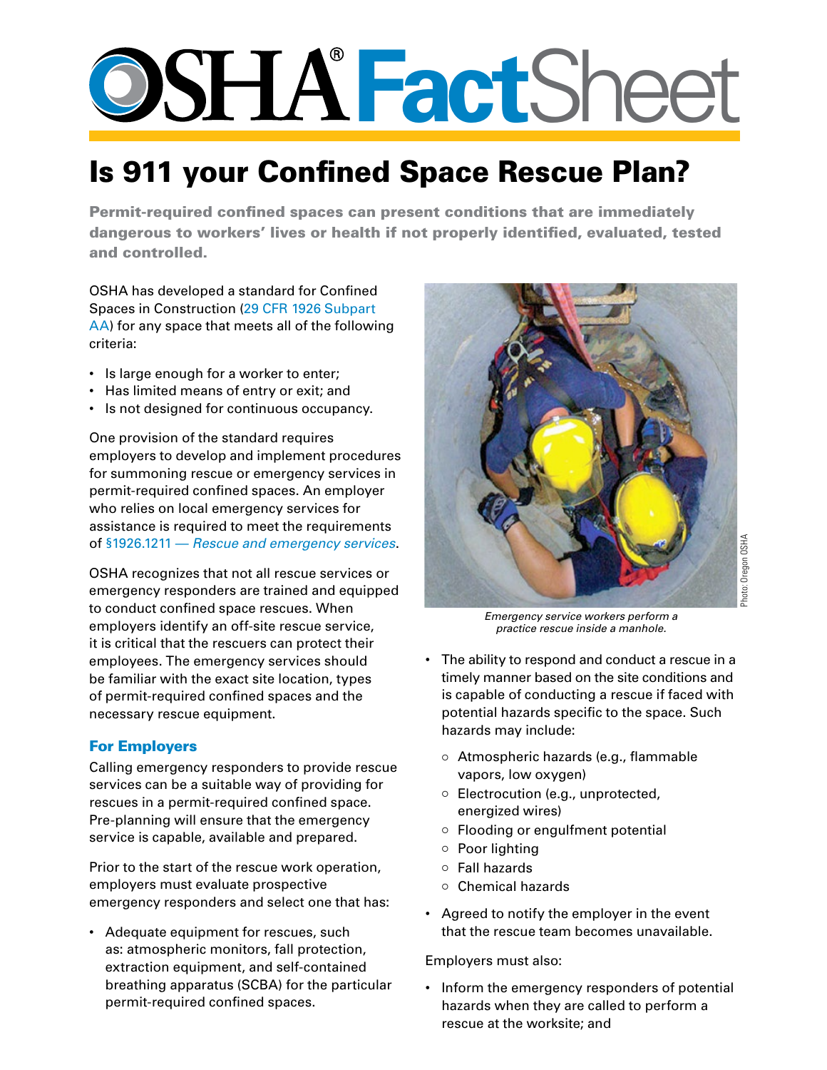# OSHA FactSheet

## Is 911 your Confined Space Rescue Plan?

**Permit-required confined spaces can present conditions that are immediately dangerous to workers' lives or health if not properly identified, evaluated, tested and controlled.**

OSHA has developed a standard for Confined Spaces in Construction (29 CFR 1926 Subpart AA) for any space that meets all of the following criteria:

- Is large enough for a worker to enter;
- Has limited means of entry or exit; and
- Is not designed for continuous occupancy.

One provision of the standard requires employers to develop and implement procedures for summoning rescue or emergency services in permit-required confined spaces. An employer who relies on local emergency services for assistance is required to meet the requirements of §1926.1211 — *Rescue and emergency services*.

OSHA recognizes that not all rescue services or emergency responders are trained and equipped to conduct confined space rescues. When employers identify an off-site rescue service, it is critical that the rescuers can protect their employees. The emergency services should be familiar with the exact site location, types of permit-required confined spaces and the necessary rescue equipment.

*Emergency service workers perform a practice rescue inside a manhole.*

Photo: Oregon OSHA

### For Employers

Calling emergency responders to provide rescue services can be a suitable way of providing for rescues in a permit-required confined space. Pre-planning will ensure that the emergency service is capable, available and prepared.

Prior to the start of the rescue work operation, employers must evaluate prospective emergency responders and select one that has:

- Adequate equipment for rescues, such as: atmospheric monitors, fall protection, extraction equipment, and self-contained breathing apparatus (SCBA) for the particular permit-required confined spaces.
- The ability to respond and conduct a rescue in a timely manner based on the site conditions and is capable of conducting a rescue if faced with potential hazards specific to the space. Such hazards may include:
  - Atmospheric hazards (e.g., flammable vapors, low oxygen)
  - Electrocution (e.g., unprotected, energized wires)
  - Flooding or engulfment potential
  - Poor lighting
  - Fall hazards
  - Chemical hazards
- Agreed to notify the employer in the event that the rescue team becomes unavailable.

Employers must also:

- Inform the emergency responders of potential hazards when they are called to perform a rescue at the worksite; and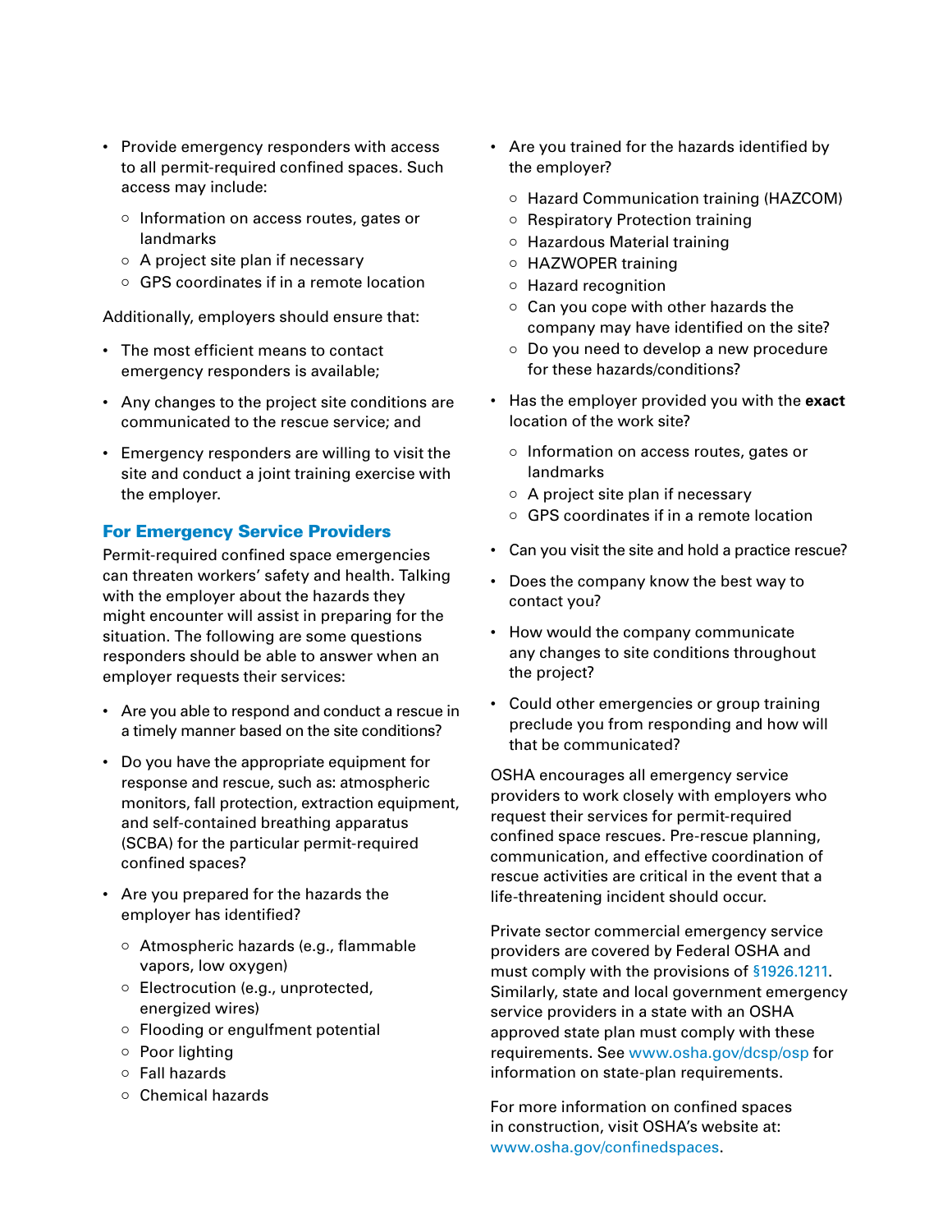- Provide emergency responders with access to all permit-required confined spaces. Such access may include:
  - Information on access routes, gates or landmarks
  - A project site plan if necessary
  - GPS coordinates if in a remote location

Additionally, employers should ensure that:

- The most efficient means to contact emergency responders is available;
- Any changes to the project site conditions are communicated to the rescue service; and
- Emergency responders are willing to visit the site and conduct a joint training exercise with the employer.

## For Emergency Service Providers

Permit-required confined space emergencies can threaten workers' safety and health. Talking with the employer about the hazards they might encounter will assist in preparing for the situation. The following are some questions responders should be able to answer when an employer requests their services:

- Are you able to respond and conduct a rescue in a timely manner based on the site conditions?
- Do you have the appropriate equipment for response and rescue, such as: atmospheric monitors, fall protection, extraction equipment, and self-contained breathing apparatus (SCBA) for the particular permit-required confined spaces?
- Are you prepared for the hazards the employer has identified?
  - Atmospheric hazards (e.g., flammable vapors, low oxygen)
  - Electrocution (e.g., unprotected, energized wires)
  - Flooding or engulfment potential
  - Poor lighting
  - Fall hazards
  - Chemical hazards
- Are you trained for the hazards identified by the employer?
  - Hazard Communication training (HAZCOM)
  - Respiratory Protection training
  - Hazardous Material training
  - HAZWOPER training
  - Hazard recognition
  - Can you cope with other hazards the company may have identified on the site?
  - Do you need to develop a new procedure for these hazards/conditions?
- Has the employer provided you with the **exact** location of the work site?
  - Information on access routes, gates or landmarks
  - A project site plan if necessary
  - GPS coordinates if in a remote location
- Can you visit the site and hold a practice rescue?
- Does the company know the best way to contact you?
- How would the company communicate any changes to site conditions throughout the project?
- Could other emergencies or group training preclude you from responding and how will that be communicated?

OSHA encourages all emergency service providers to work closely with employers who request their services for permit-required confined space rescues. Pre-rescue planning, communication, and effective coordination of rescue activities are critical in the event that a life-threatening incident should occur.

Private sector commercial emergency service providers are covered by Federal OSHA and must comply with the provisions of §1926.1211. Similarly, state and local government emergency service providers in a state with an OSHA approved state plan must comply with these requirements. See www.osha.gov/dcsp/osp for information on state-plan requirements.

For more information on confined spaces in construction, visit OSHA's website at: www.osha.gov/confinedspaces.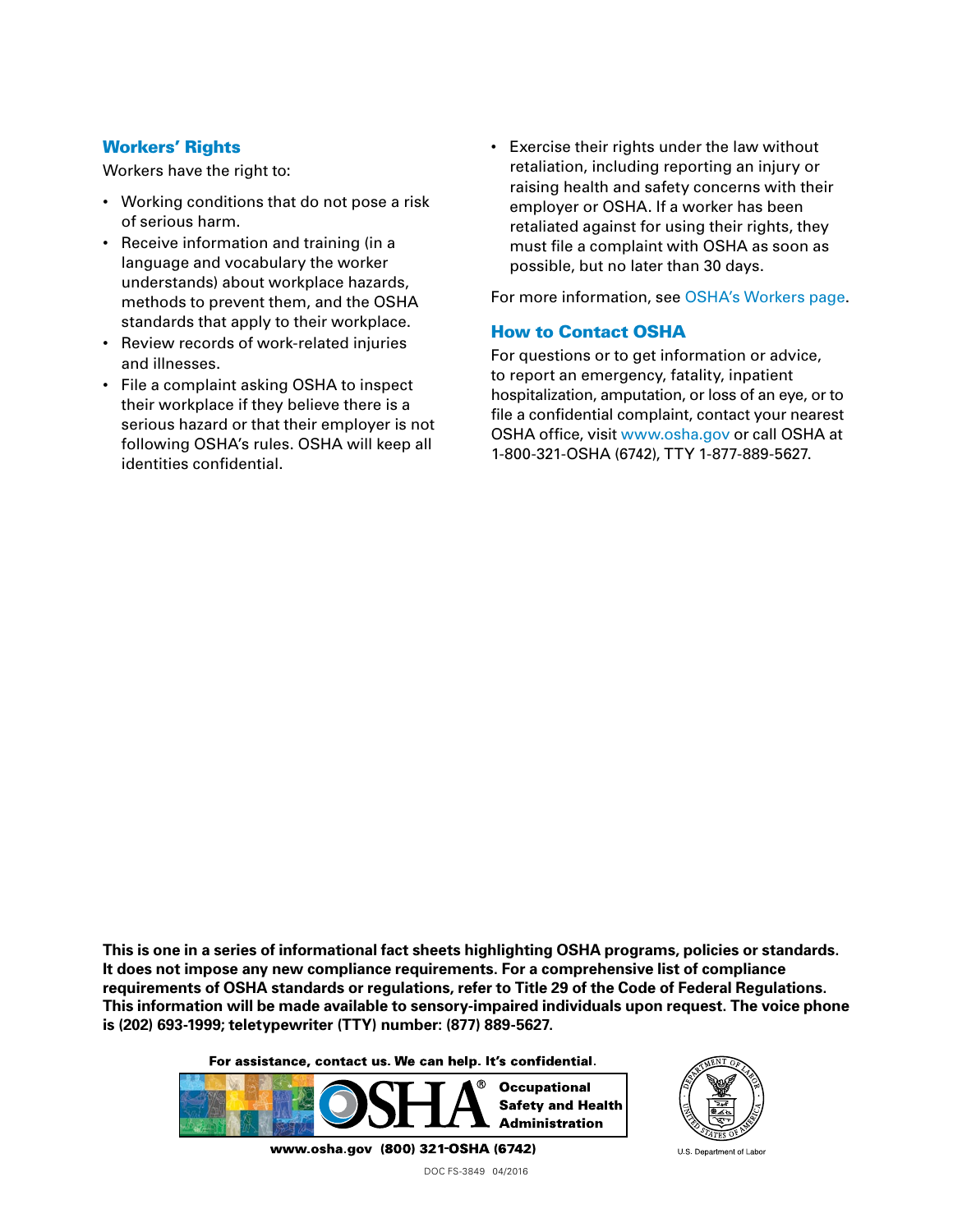## Workers' Rights

Workers have the right to:

- Working conditions that do not pose a risk of serious harm.
- Receive information and training (in a language and vocabulary the worker understands) about workplace hazards, methods to prevent them, and the OSHA standards that apply to their workplace.
- Review records of work-related injuries and illnesses.
- File a complaint asking OSHA to inspect their workplace if they believe there is a serious hazard or that their employer is not following OSHA's rules. OSHA will keep all identities confidential.
- Exercise their rights under the law without retaliation, including reporting an injury or raising health and safety concerns with their employer or OSHA. If a worker has been retaliated against for using their rights, they must file a complaint with OSHA as soon as possible, but no later than 30 days.

For more information, see OSHA's Workers page.

## How to Contact OSHA

For questions or to get information or advice, to report an emergency, fatality, inpatient hospitalization, amputation, or loss of an eye, or to file a confidential complaint, contact your nearest OSHA office, visit www.osha.gov or call OSHA at 1-800-321-OSHA (6742), TTY 1-877-889-5627.

**This is one in a series of informational fact sheets highlighting OSHA programs, policies or standards. It does not impose any new compliance requirements. For a comprehensive list of compliance requirements of OSHA standards or regulations, refer to Title 29 of the Code of Federal Regulations. This information will be made available to sensory-impaired individuals upon request. The voice phone is (202) 693-1999; teletypewriter (TTY) number: (877) 889-5627.**

**For assistance, contact us. We can help. It's confidential.**

OSHA® Occupational Safety and Health Administration

**www.osha.gov (800) 321-OSHA (6742)**

U.S. Department of Labor

DOC FS-3849 04/2016